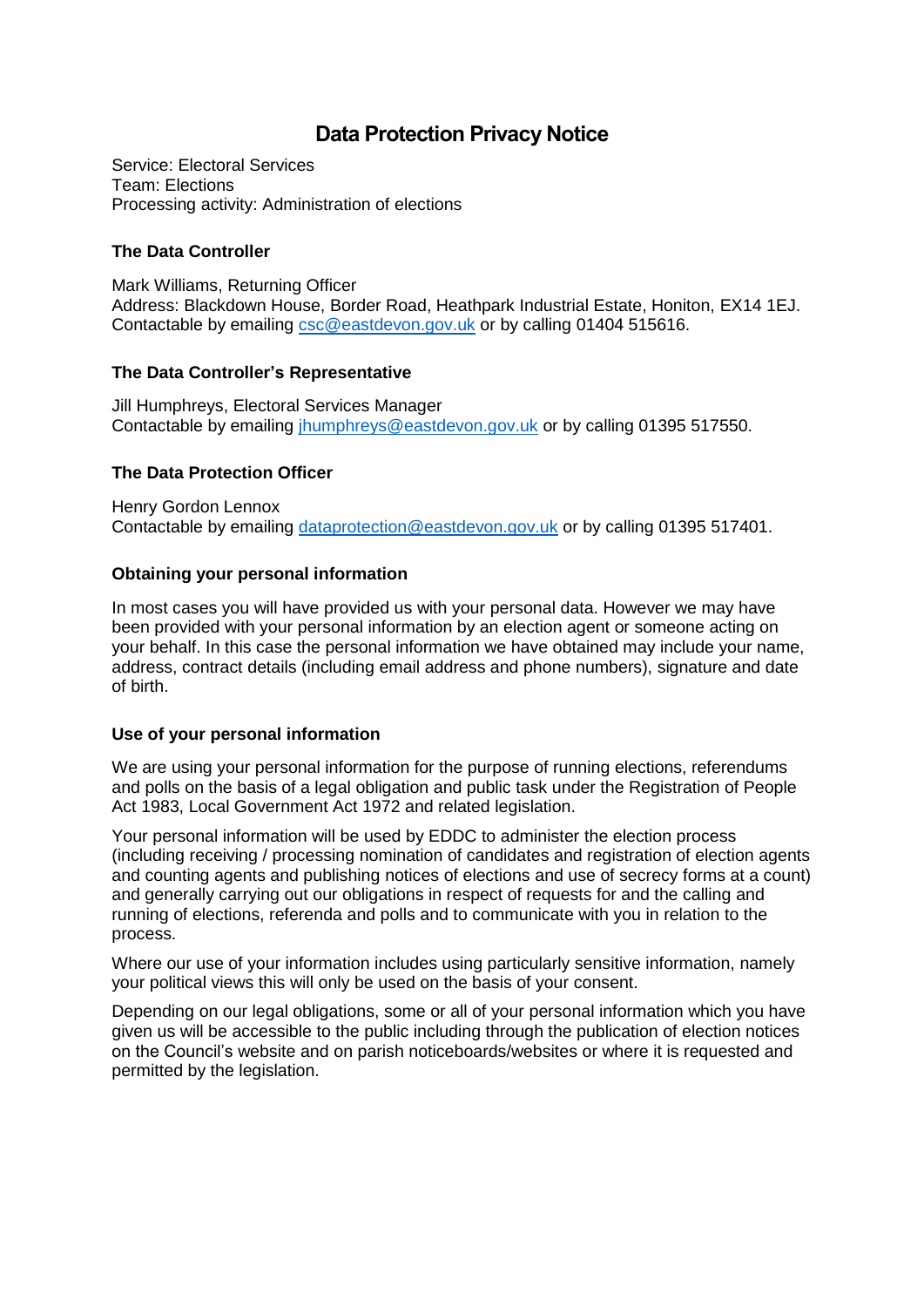# Data Protection Privacy Notice

Service: Electoral Services
Team: Elections
Processing activity: Administration of elections

### The Data Controller

Mark Williams, Returning Officer
Address: Blackdown House, Border Road, Heathpark Industrial Estate, Honiton, EX14 1EJ.
Contactable by emailing csc@eastdevon.gov.uk or by calling 01404 515616.

### The Data Controller's Representative

Jill Humphreys, Electoral Services Manager
Contactable by emailing jhumphreys@eastdevon.gov.uk or by calling 01395 517550.

### The Data Protection Officer

Henry Gordon Lennox
Contactable by emailing dataprotection@eastdevon.gov.uk or by calling 01395 517401.

### Obtaining your personal information

In most cases you will have provided us with your personal data. However we may have been provided with your personal information by an election agent or someone acting on your behalf. In this case the personal information we have obtained may include your name, address, contract details (including email address and phone numbers), signature and date of birth.

### Use of your personal information

We are using your personal information for the purpose of running elections, referendums and polls on the basis of a legal obligation and public task under the Registration of People Act 1983, Local Government Act 1972 and related legislation.

Your personal information will be used by EDDC to administer the election process (including receiving / processing nomination of candidates and registration of election agents and counting agents and publishing notices of elections and use of secrecy forms at a count) and generally carrying out our obligations in respect of requests for and the calling and running of elections, referenda and polls and to communicate with you in relation to the process.

Where our use of your information includes using particularly sensitive information, namely your political views this will only be used on the basis of your consent.

Depending on our legal obligations, some or all of your personal information which you have given us will be accessible to the public including through the publication of election notices on the Council's website and on parish noticeboards/websites or where it is requested and permitted by the legislation.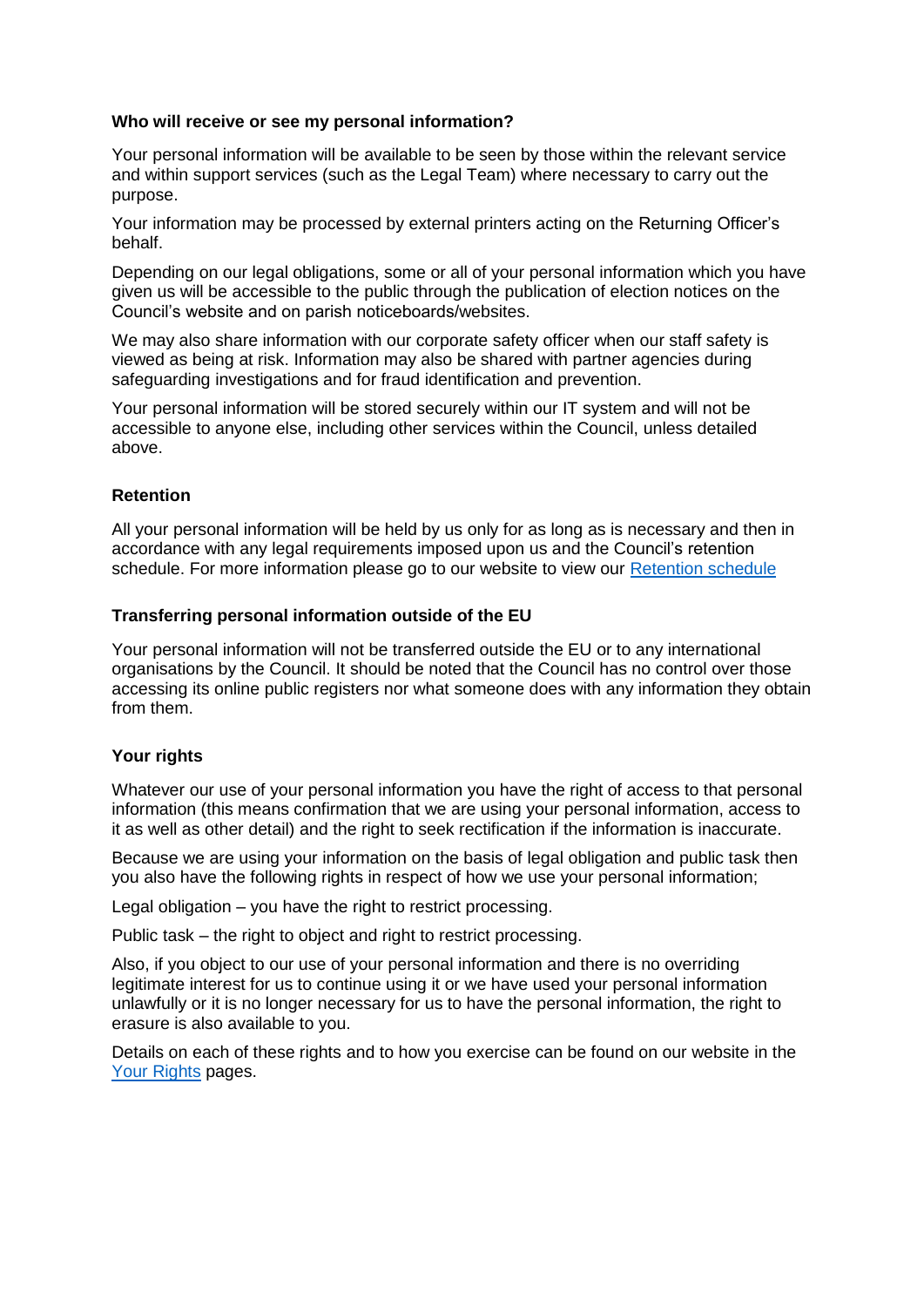**Who will receive or see my personal information?**

Your personal information will be available to be seen by those within the relevant service and within support services (such as the Legal Team) where necessary to carry out the purpose.

Your information may be processed by external printers acting on the Returning Officer's behalf.

Depending on our legal obligations, some or all of your personal information which you have given us will be accessible to the public through the publication of election notices on the Council's website and on parish noticeboards/websites.

We may also share information with our corporate safety officer when our staff safety is viewed as being at risk. Information may also be shared with partner agencies during safeguarding investigations and for fraud identification and prevention.

Your personal information will be stored securely within our IT system and will not be accessible to anyone else, including other services within the Council, unless detailed above.

**Retention**

All your personal information will be held by us only for as long as is necessary and then in accordance with any legal requirements imposed upon us and the Council's retention schedule. For more information please go to our website to view our [Retention schedule]()

**Transferring personal information outside of the EU**

Your personal information will not be transferred outside the EU or to any international organisations by the Council. It should be noted that the Council has no control over those accessing its online public registers nor what someone does with any information they obtain from them.

**Your rights**

Whatever our use of your personal information you have the right of access to that personal information (this means confirmation that we are using your personal information, access to it as well as other detail) and the right to seek rectification if the information is inaccurate.

Because we are using your information on the basis of legal obligation and public task then you also have the following rights in respect of how we use your personal information;

Legal obligation – you have the right to restrict processing.

Public task – the right to object and right to restrict processing.

Also, if you object to our use of your personal information and there is no overriding legitimate interest for us to continue using it or we have used your personal information unlawfully or it is no longer necessary for us to have the personal information, the right to erasure is also available to you.

Details on each of these rights and to how you exercise can be found on our website in the [Your Rights]() pages.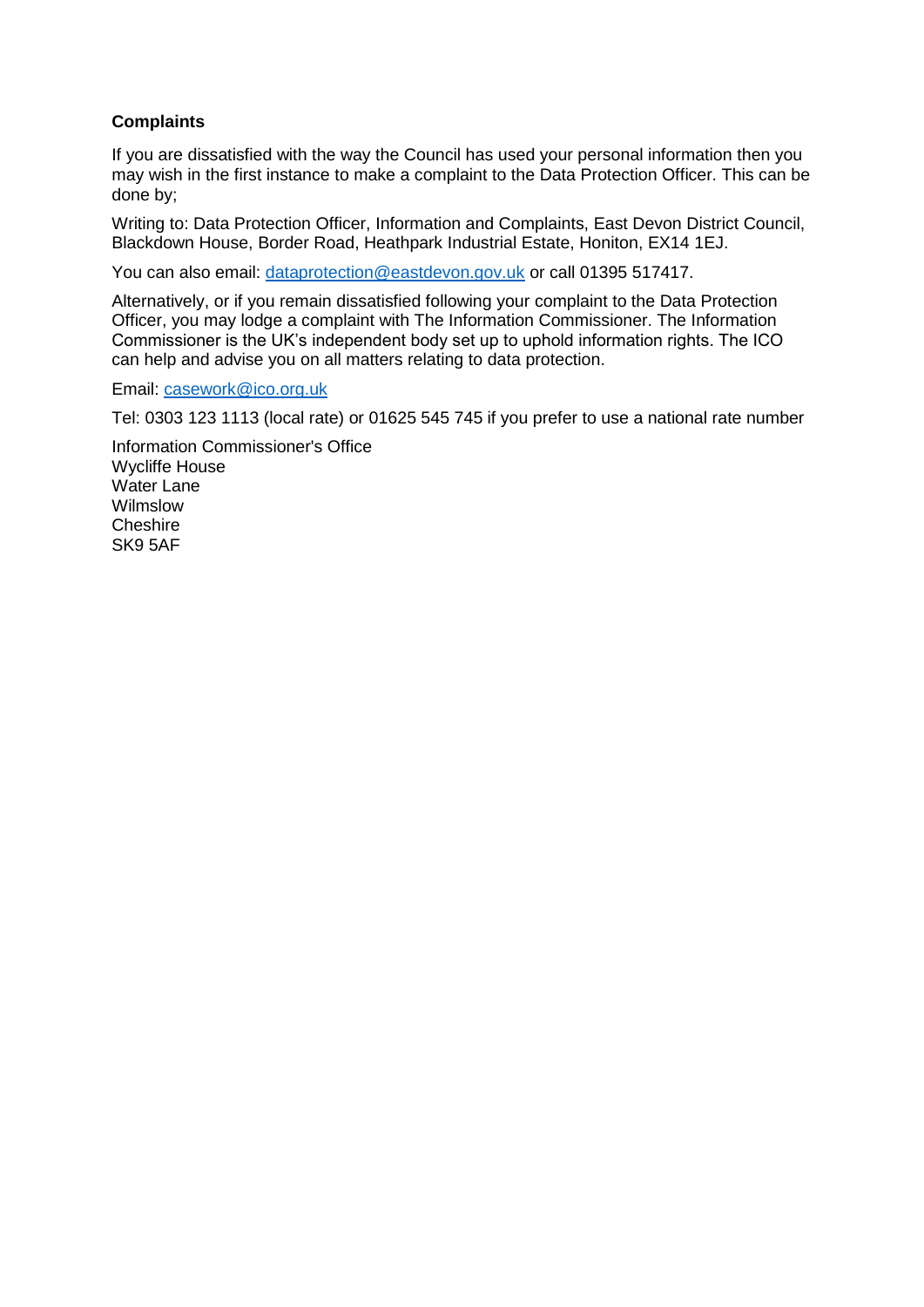**Complaints**

If you are dissatisfied with the way the Council has used your personal information then you may wish in the first instance to make a complaint to the Data Protection Officer. This can be done by;

Writing to: Data Protection Officer, Information and Complaints, East Devon District Council, Blackdown House, Border Road, Heathpark Industrial Estate, Honiton, EX14 1EJ.

You can also email: dataprotection@eastdevon.gov.uk or call 01395 517417.

Alternatively, or if you remain dissatisfied following your complaint to the Data Protection Officer, you may lodge a complaint with The Information Commissioner. The Information Commissioner is the UK's independent body set up to uphold information rights. The ICO can help and advise you on all matters relating to data protection.

Email: casework@ico.org.uk

Tel: 0303 123 1113 (local rate) or 01625 545 745 if you prefer to use a national rate number

Information Commissioner's Office
Wycliffe House
Water Lane
Wilmslow
Cheshire
SK9 5AF